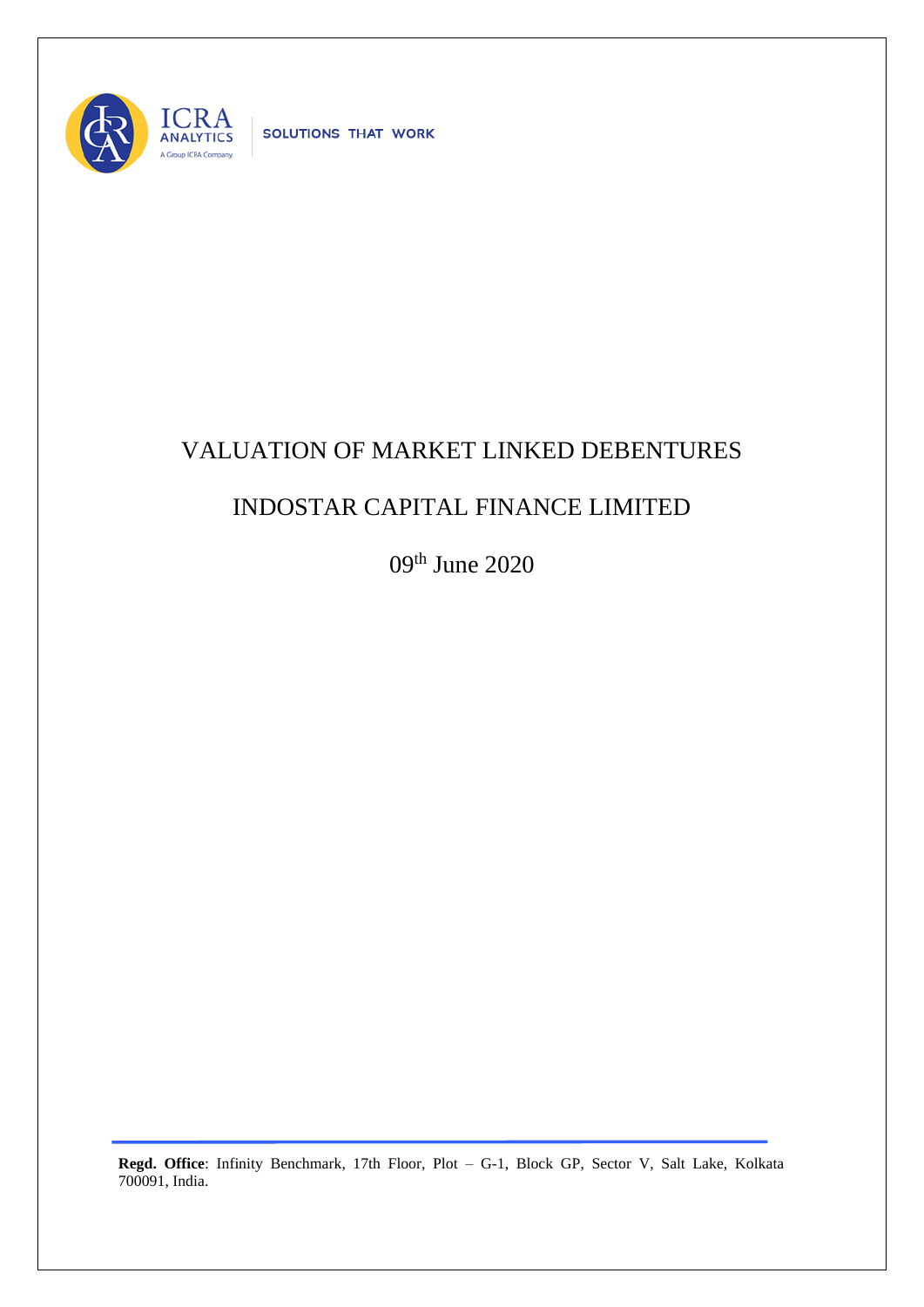ICRA ANALYTICS

A Group ICRA Company

SOLUTIONS THAT WORK

# VALUATION OF MARKET LINKED DEBENTURES

# INDOSTAR CAPITAL FINANCE LIMITED

09th June 2020

**Regd. Office**: Infinity Benchmark, 17th Floor, Plot – G-1, Block GP, Sector V, Salt Lake, Kolkata 700091, India.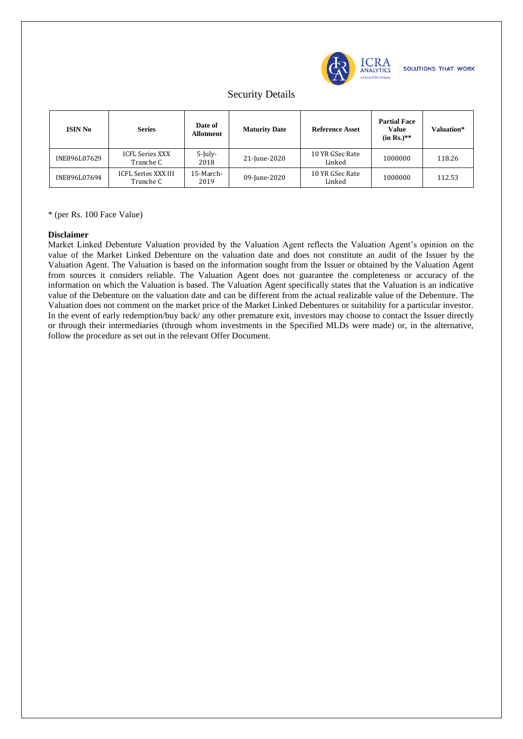## Security Details

| ISIN No | Series | Date of Allotment | Maturity Date | Reference Asset | Partial Face Value (in Rs.)** | Valuation* |
|---|---|---|---|---|---|---|
| INE896L07629 | ICFL Series XXX Tranche C | 5-July-2018 | 21-June-2020 | 10 YR GSec Rate Linked | 1000000 | 118.26 |
| INE896L07694 | ICFL Series XXX III Tranche C | 15-March-2019 | 09-June-2020 | 10 YR GSec Rate Linked | 1000000 | 112.53 |

* (per Rs. 100 Face Value)

**Disclaimer**

Market Linked Debenture Valuation provided by the Valuation Agent reflects the Valuation Agent's opinion on the value of the Market Linked Debenture on the valuation date and does not constitute an audit of the Issuer by the Valuation Agent. The Valuation is based on the information sought from the Issuer or obtained by the Valuation Agent from sources it considers reliable. The Valuation Agent does not guarantee the completeness or accuracy of the information on which the Valuation is based. The Valuation Agent specifically states that the Valuation is an indicative value of the Debenture on the valuation date and can be different from the actual realizable value of the Debenture. The Valuation does not comment on the market price of the Market Linked Debentures or suitability for a particular investor. In the event of early redemption/buy back/ any other premature exit, investors may choose to contact the Issuer directly or through their intermediaries (through whom investments in the Specified MLDs were made) or, in the alternative, follow the procedure as set out in the relevant Offer Document.